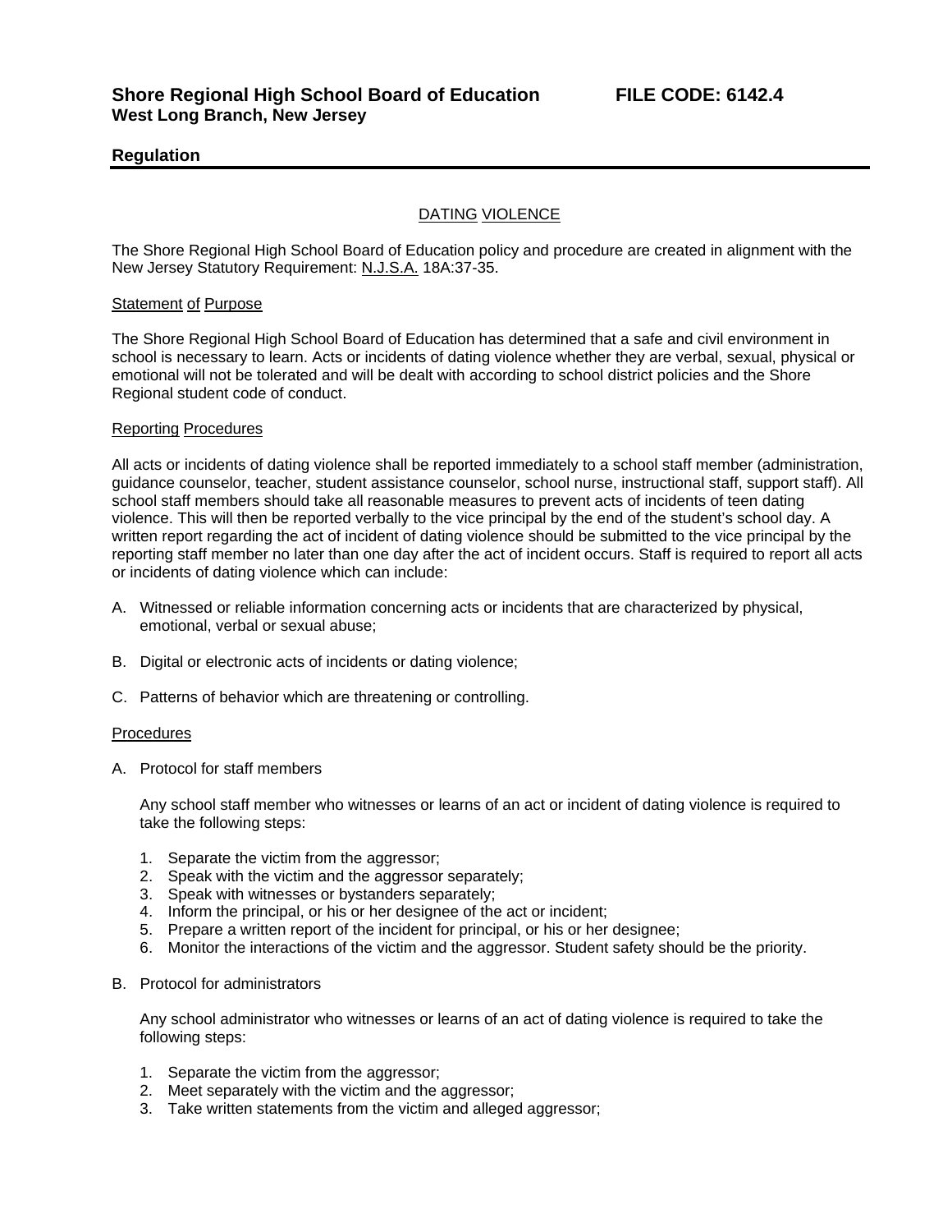**Shore Regional High School Board of Education** **FILE CODE: 6142.4**
**West Long Branch, New Jersey**

**Regulation**

DATING VIOLENCE

The Shore Regional High School Board of Education policy and procedure are created in alignment with the New Jersey Statutory Requirement: N.J.S.A. 18A:37-35.

Statement of Purpose

The Shore Regional High School Board of Education has determined that a safe and civil environment in school is necessary to learn. Acts or incidents of dating violence whether they are verbal, sexual, physical or emotional will not be tolerated and will be dealt with according to school district policies and the Shore Regional student code of conduct.

Reporting Procedures

All acts or incidents of dating violence shall be reported immediately to a school staff member (administration, guidance counselor, teacher, student assistance counselor, school nurse, instructional staff, support staff). All school staff members should take all reasonable measures to prevent acts of incidents of teen dating violence. This will then be reported verbally to the vice principal by the end of the student's school day. A written report regarding the act of incident of dating violence should be submitted to the vice principal by the reporting staff member no later than one day after the act of incident occurs. Staff is required to report all acts or incidents of dating violence which can include:

A. Witnessed or reliable information concerning acts or incidents that are characterized by physical, emotional, verbal or sexual abuse;

B. Digital or electronic acts of incidents or dating violence;

C. Patterns of behavior which are threatening or controlling.

Procedures

A. Protocol for staff members

   Any school staff member who witnesses or learns of an act or incident of dating violence is required to take the following steps:

   1. Separate the victim from the aggressor;
   2. Speak with the victim and the aggressor separately;
   3. Speak with witnesses or bystanders separately;
   4. Inform the principal, or his or her designee of the act or incident;
   5. Prepare a written report of the incident for principal, or his or her designee;
   6. Monitor the interactions of the victim and the aggressor. Student safety should be the priority.

B. Protocol for administrators

   Any school administrator who witnesses or learns of an act of dating violence is required to take the following steps:

   1. Separate the victim from the aggressor;
   2. Meet separately with the victim and the aggressor;
   3. Take written statements from the victim and alleged aggressor;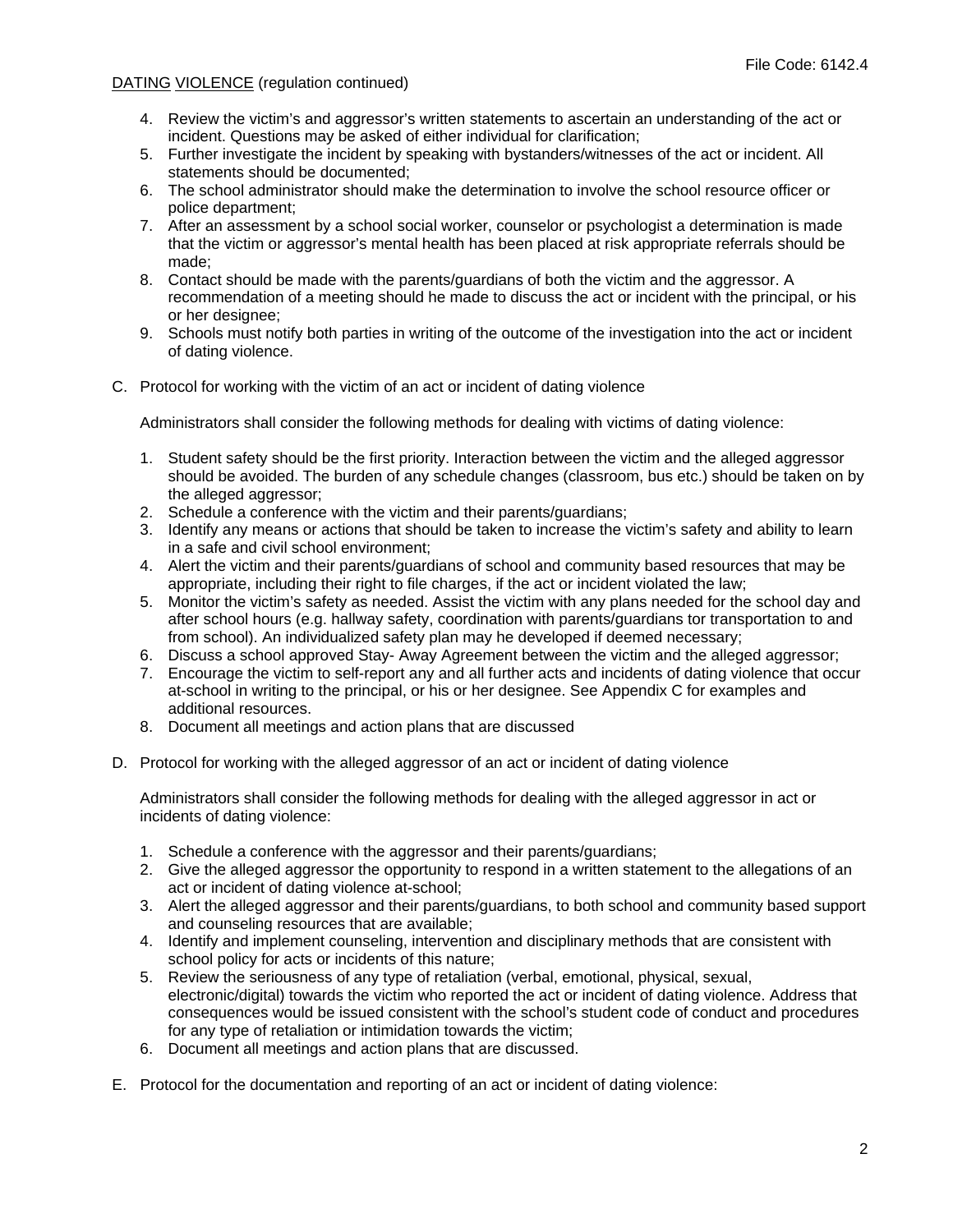DATING VIOLENCE (regulation continued)

4. Review the victim's and aggressor's written statements to ascertain an understanding of the act or incident. Questions may be asked of either individual for clarification;
5. Further investigate the incident by speaking with bystanders/witnesses of the act or incident. All statements should be documented;
6. The school administrator should make the determination to involve the school resource officer or police department;
7. After an assessment by a school social worker, counselor or psychologist a determination is made that the victim or aggressor's mental health has been placed at risk appropriate referrals should be made;
8. Contact should be made with the parents/guardians of both the victim and the aggressor. A recommendation of a meeting should he made to discuss the act or incident with the principal, or his or her designee;
9. Schools must notify both parties in writing of the outcome of the investigation into the act or incident of dating violence.

C. Protocol for working with the victim of an act or incident of dating violence

Administrators shall consider the following methods for dealing with victims of dating violence:

1. Student safety should be the first priority. Interaction between the victim and the alleged aggressor should be avoided. The burden of any schedule changes (classroom, bus etc.) should be taken on by the alleged aggressor;
2. Schedule a conference with the victim and their parents/guardians;
3. Identify any means or actions that should be taken to increase the victim's safety and ability to learn in a safe and civil school environment;
4. Alert the victim and their parents/guardians of school and community based resources that may be appropriate, including their right to file charges, if the act or incident violated the law;
5. Monitor the victim's safety as needed. Assist the victim with any plans needed for the school day and after school hours (e.g. hallway safety, coordination with parents/guardians tor transportation to and from school). An individualized safety plan may he developed if deemed necessary;
6. Discuss a school approved Stay- Away Agreement between the victim and the alleged aggressor;
7. Encourage the victim to self-report any and all further acts and incidents of dating violence that occur at-school in writing to the principal, or his or her designee. See Appendix C for examples and additional resources.
8. Document all meetings and action plans that are discussed

D. Protocol for working with the alleged aggressor of an act or incident of dating violence

Administrators shall consider the following methods for dealing with the alleged aggressor in act or incidents of dating violence:

1. Schedule a conference with the aggressor and their parents/guardians;
2. Give the alleged aggressor the opportunity to respond in a written statement to the allegations of an act or incident of dating violence at-school;
3. Alert the alleged aggressor and their parents/guardians, to both school and community based support and counseling resources that are available;
4. Identify and implement counseling, intervention and disciplinary methods that are consistent with school policy for acts or incidents of this nature;
5. Review the seriousness of any type of retaliation (verbal, emotional, physical, sexual, electronic/digital) towards the victim who reported the act or incident of dating violence. Address that consequences would be issued consistent with the school's student code of conduct and procedures for any type of retaliation or intimidation towards the victim;
6. Document all meetings and action plans that are discussed.

E. Protocol for the documentation and reporting of an act or incident of dating violence: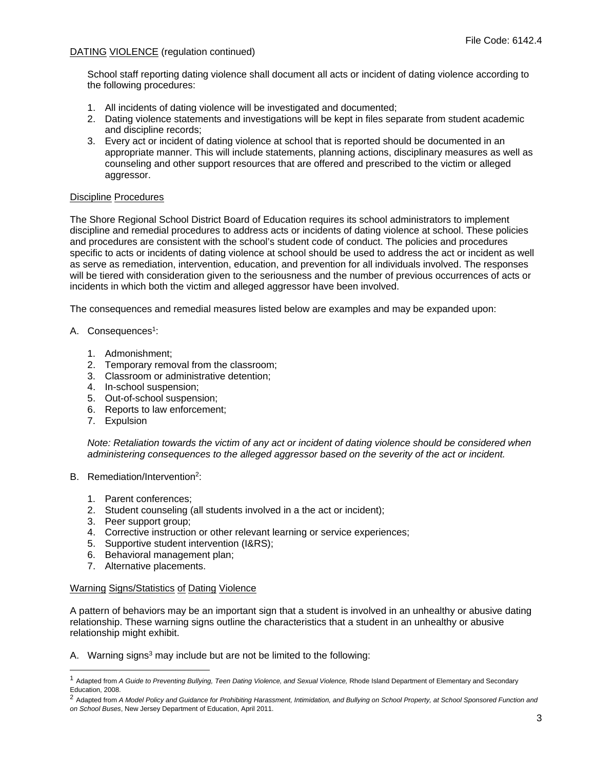DATING VIOLENCE (regulation continued)

School staff reporting dating violence shall document all acts or incident of dating violence according to the following procedures:

1. All incidents of dating violence will be investigated and documented;
2. Dating violence statements and investigations will be kept in files separate from student academic and discipline records;
3. Every act or incident of dating violence at school that is reported should be documented in an appropriate manner. This will include statements, planning actions, disciplinary measures as well as counseling and other support resources that are offered and prescribed to the victim or alleged aggressor.

Discipline Procedures

The Shore Regional School District Board of Education requires its school administrators to implement discipline and remedial procedures to address acts or incidents of dating violence at school. These policies and procedures are consistent with the school's student code of conduct. The policies and procedures specific to acts or incidents of dating violence at school should be used to address the act or incident as well as serve as remediation, intervention, education, and prevention for all individuals involved. The responses will be tiered with consideration given to the seriousness and the number of previous occurrences of acts or incidents in which both the victim and alleged aggressor have been involved.

The consequences and remedial measures listed below are examples and may be expanded upon:

A. Consequences[1]:

1. Admonishment;
2. Temporary removal from the classroom;
3. Classroom or administrative detention;
4. In-school suspension;
5. Out-of-school suspension;
6. Reports to law enforcement;
7. Expulsion

*Note: Retaliation towards the victim of any act or incident of dating violence should be considered when administering consequences to the alleged aggressor based on the severity of the act or incident.*

B. Remediation/Intervention[2]:

1. Parent conferences;
2. Student counseling (all students involved in a the act or incident);
3. Peer support group;
4. Corrective instruction or other relevant learning or service experiences;
5. Supportive student intervention (I&RS);
6. Behavioral management plan;
7. Alternative placements.

Warning Signs/Statistics of Dating Violence

A pattern of behaviors may be an important sign that a student is involved in an unhealthy or abusive dating relationship. These warning signs outline the characteristics that a student in an unhealthy or abusive relationship might exhibit.

A. Warning signs[3] may include but are not be limited to the following:

---

[1] Adapted from *A Guide to Preventing Bullying, Teen Dating Violence, and Sexual Violence,* Rhode Island Department of Elementary and Secondary Education, 2008.

[2] Adapted from *A Model Policy and Guidance for Prohibiting Harassment, Intimidation, and Bullying on School Property, at School Sponsored Function and on School Buses*, New Jersey Department of Education, April 2011.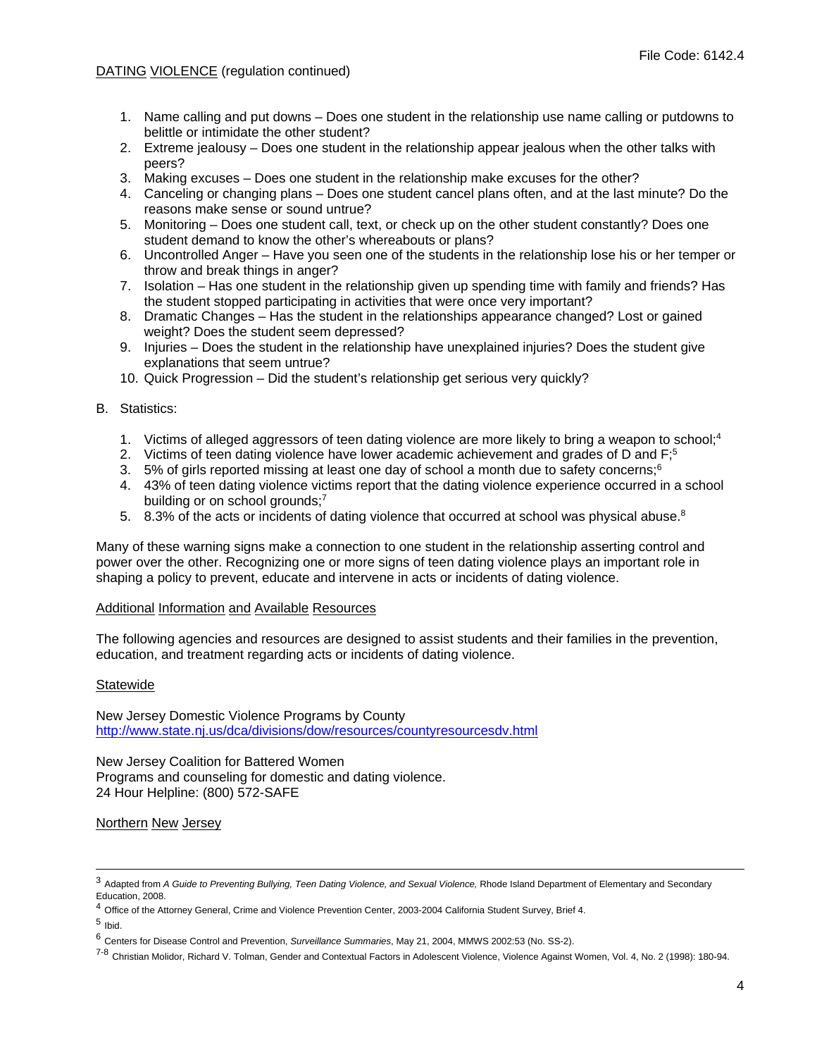DATING VIOLENCE (regulation continued)

1. Name calling and put downs – Does one student in the relationship use name calling or putdowns to belittle or intimidate the other student?
2. Extreme jealousy – Does one student in the relationship appear jealous when the other talks with peers?
3. Making excuses – Does one student in the relationship make excuses for the other?
4. Canceling or changing plans – Does one student cancel plans often, and at the last minute? Do the reasons make sense or sound untrue?
5. Monitoring – Does one student call, text, or check up on the other student constantly? Does one student demand to know the other's whereabouts or plans?
6. Uncontrolled Anger – Have you seen one of the students in the relationship lose his or her temper or throw and break things in anger?
7. Isolation – Has one student in the relationship given up spending time with family and friends? Has the student stopped participating in activities that were once very important?
8. Dramatic Changes – Has the student in the relationships appearance changed? Lost or gained weight? Does the student seem depressed?
9. Injuries – Does the student in the relationship have unexplained injuries? Does the student give explanations that seem untrue?
10. Quick Progression – Did the student's relationship get serious very quickly?

B. Statistics:

1. Victims of alleged aggressors of teen dating violence are more likely to bring a weapon to school;[4]
2. Victims of teen dating violence have lower academic achievement and grades of D and F;[5]
3. 5% of girls reported missing at least one day of school a month due to safety concerns;[6]
4. 43% of teen dating violence victims report that the dating violence experience occurred in a school building or on school grounds;[7]
5. 8.3% of the acts or incidents of dating violence that occurred at school was physical abuse.[8]

Many of these warning signs make a connection to one student in the relationship asserting control and power over the other. Recognizing one or more signs of teen dating violence plays an important role in shaping a policy to prevent, educate and intervene in acts or incidents of dating violence.

Additional Information and Available Resources

The following agencies and resources are designed to assist students and their families in the prevention, education, and treatment regarding acts or incidents of dating violence.

Statewide

New Jersey Domestic Violence Programs by County
http://www.state.nj.us/dca/divisions/dow/resources/countyresourcesdv.html

New Jersey Coalition for Battered Women
Programs and counseling for domestic and dating violence.
24 Hour Helpline: (800) 572-SAFE

Northern New Jersey

---

[3] Adapted from *A Guide to Preventing Bullying, Teen Dating Violence, and Sexual Violence,* Rhode Island Department of Elementary and Secondary Education, 2008.

[4] Office of the Attorney General, Crime and Violence Prevention Center, 2003-2004 California Student Survey, Brief 4.

[5] Ibid.

[6] Centers for Disease Control and Prevention, *Surveillance Summaries*, May 21, 2004, MMWS 2002:53 (No. SS-2).

[7-8] Christian Molidor, Richard V. Tolman, Gender and Contextual Factors in Adolescent Violence, Violence Against Women, Vol. 4, No. 2 (1998): 180-94.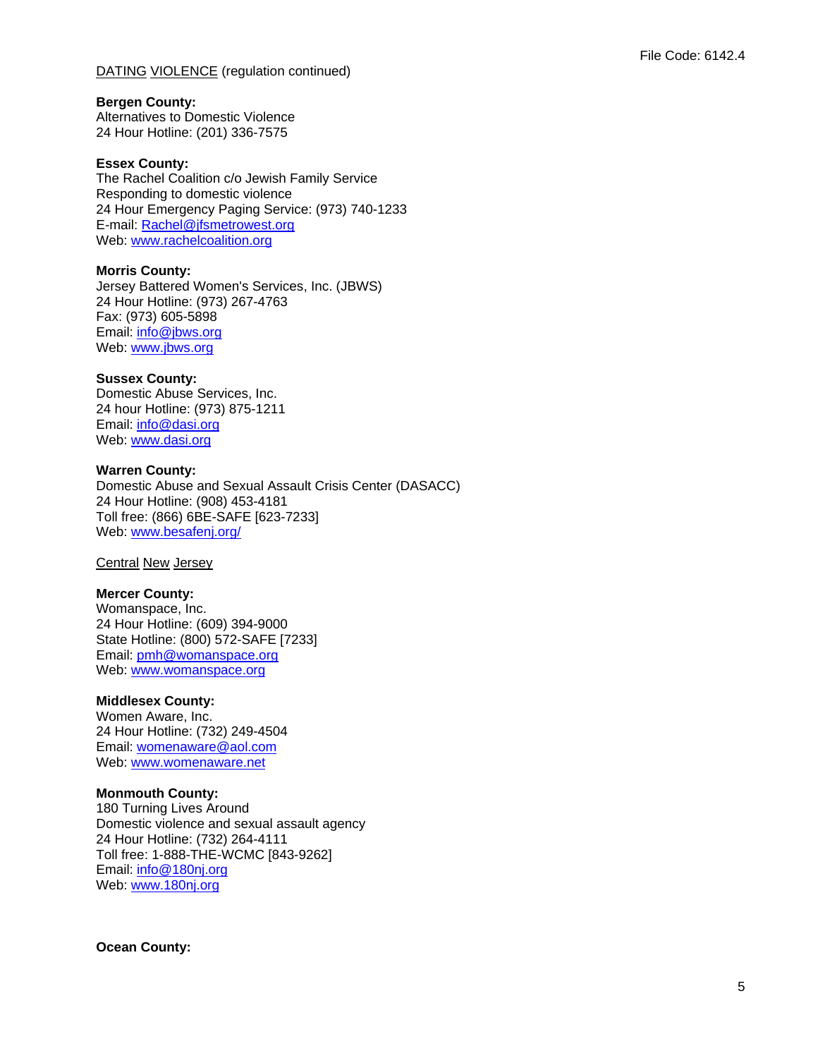DATING VIOLENCE (regulation continued)

**Bergen County:**
Alternatives to Domestic Violence
24 Hour Hotline: (201) 336-7575

**Essex County:**
The Rachel Coalition c/o Jewish Family Service
Responding to domestic violence
24 Hour Emergency Paging Service: (973) 740-1233
E-mail: Rachel@jfsmetrowest.org
Web: www.rachelcoalition.org

**Morris County:**
Jersey Battered Women's Services, Inc. (JBWS)
24 Hour Hotline: (973) 267-4763
Fax: (973) 605-5898
Email: info@jbws.org
Web: www.jbws.org

**Sussex County:**
Domestic Abuse Services, Inc.
24 hour Hotline: (973) 875-1211
Email: info@dasi.org
Web: www.dasi.org

**Warren County:**
Domestic Abuse and Sexual Assault Crisis Center (DASACC)
24 Hour Hotline: (908) 453-4181
Toll free: (866) 6BE-SAFE [623-7233]
Web: www.besafenj.org/

Central New Jersey

**Mercer County:**
Womanspace, Inc.
24 Hour Hotline: (609) 394-9000
State Hotline: (800) 572-SAFE [7233]
Email: pmh@womanspace.org
Web: www.womanspace.org

**Middlesex County:**
Women Aware, Inc.
24 Hour Hotline: (732) 249-4504
Email: womenaware@aol.com
Web: www.womenaware.net

**Monmouth County:**
180 Turning Lives Around
Domestic violence and sexual assault agency
24 Hour Hotline: (732) 264-4111
Toll free: 1-888-THE-WCMC [843-9262]
Email: info@180nj.org
Web: www.180nj.org

**Ocean County:**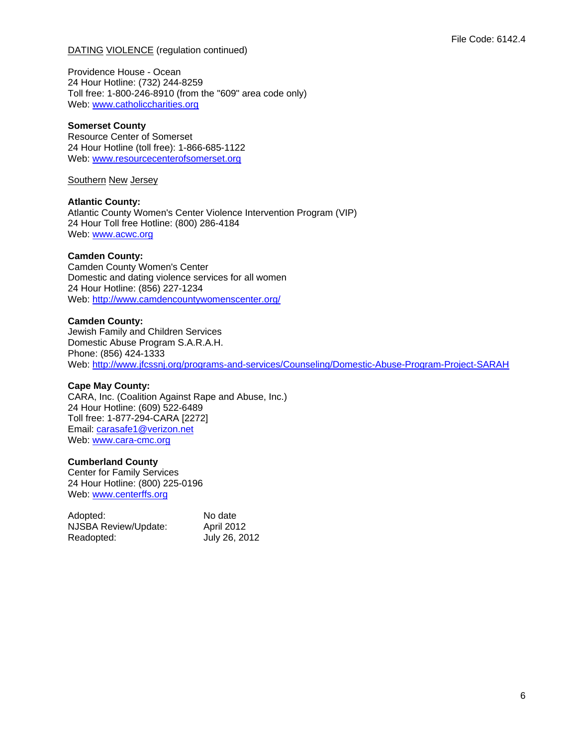DATING VIOLENCE (regulation continued)

Providence House - Ocean
24 Hour Hotline: (732) 244-8259
Toll free: 1-800-246-8910 (from the "609" area code only)
Web: www.catholiccharities.org

**Somerset County**
Resource Center of Somerset
24 Hour Hotline (toll free): 1-866-685-1122
Web: www.resourcecenterofsomerset.org

Southern New Jersey

**Atlantic County:**
Atlantic County Women's Center Violence Intervention Program (VIP)
24 Hour Toll free Hotline: (800) 286-4184
Web: www.acwc.org

**Camden County:**
Camden County Women's Center
Domestic and dating violence services for all women
24 Hour Hotline: (856) 227-1234
Web: http://www.camdencountywomenscenter.org/

**Camden County:**
Jewish Family and Children Services
Domestic Abuse Program S.A.R.A.H.
Phone: (856) 424-1333
Web: http://www.jfcssnj.org/programs-and-services/Counseling/Domestic-Abuse-Program-Project-SARAH

**Cape May County:**
CARA, Inc. (Coalition Against Rape and Abuse, Inc.)
24 Hour Hotline: (609) 522-6489
Toll free: 1-877-294-CARA [2272]
Email: carasafe1@verizon.net
Web: www.cara-cmc.org

**Cumberland County**
Center for Family Services
24 Hour Hotline: (800) 225-0196
Web: www.centerffs.org

| | |
|---|---|
| Adopted: | No date |
| NJSBA Review/Update: | April 2012 |
| Readopted: | July 26, 2012 |